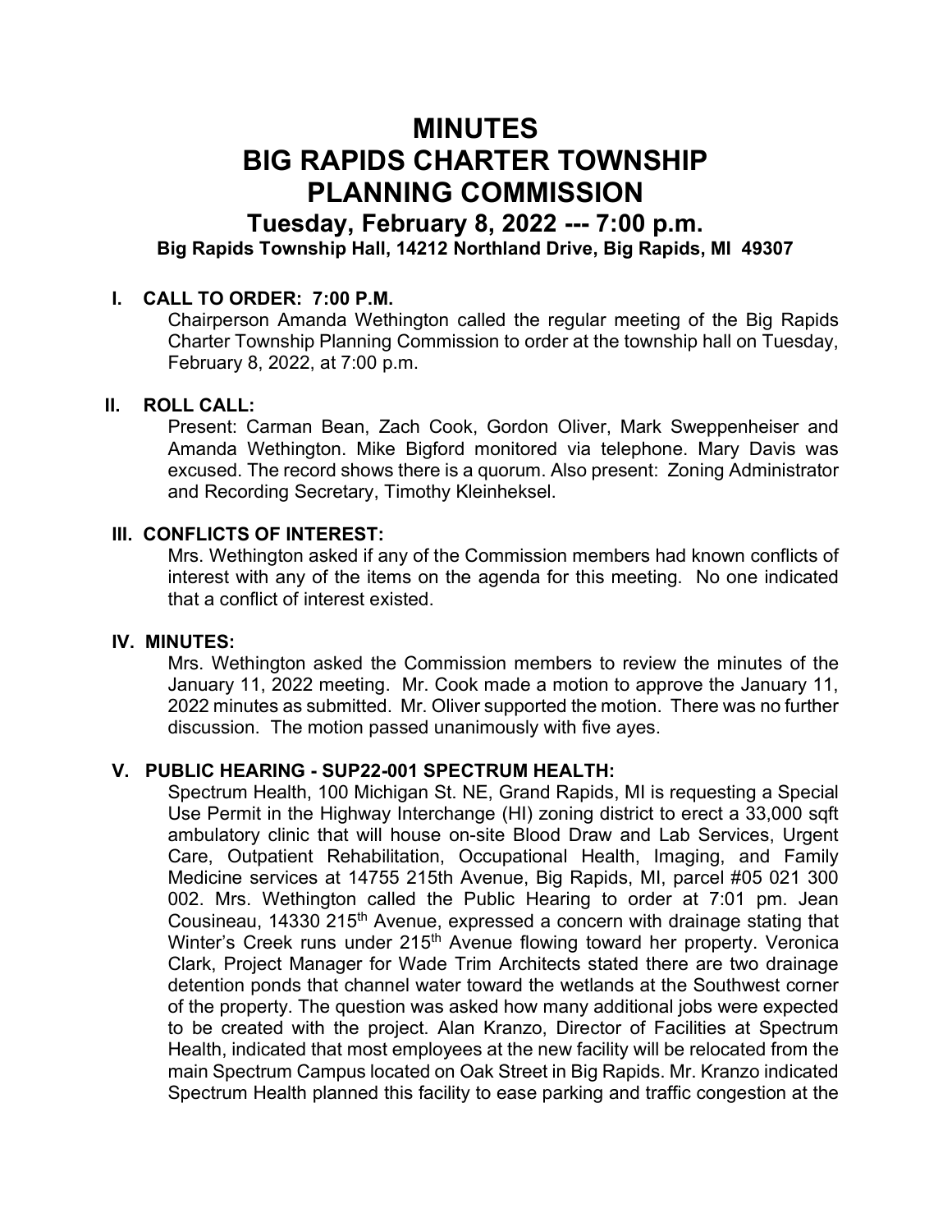# MINUTES
# BIG RAPIDS CHARTER TOWNSHIP
# PLANNING COMMISSION

## Tuesday, February 8, 2022 --- 7:00 p.m.

**Big Rapids Township Hall, 14212 Northland Drive, Big Rapids, MI 49307**

### I. CALL TO ORDER: 7:00 P.M.

Chairperson Amanda Wethington called the regular meeting of the Big Rapids Charter Township Planning Commission to order at the township hall on Tuesday, February 8, 2022, at 7:00 p.m.

### II. ROLL CALL:

Present: Carman Bean, Zach Cook, Gordon Oliver, Mark Sweppenheiser and Amanda Wethington. Mike Bigford monitored via telephone. Mary Davis was excused. The record shows there is a quorum. Also present: Zoning Administrator and Recording Secretary, Timothy Kleinheksel.

### III. CONFLICTS OF INTEREST:

Mrs. Wethington asked if any of the Commission members had known conflicts of interest with any of the items on the agenda for this meeting. No one indicated that a conflict of interest existed.

### IV. MINUTES:

Mrs. Wethington asked the Commission members to review the minutes of the January 11, 2022 meeting. Mr. Cook made a motion to approve the January 11, 2022 minutes as submitted. Mr. Oliver supported the motion. There was no further discussion. The motion passed unanimously with five ayes.

### V. PUBLIC HEARING - SUP22-001 SPECTRUM HEALTH:

Spectrum Health, 100 Michigan St. NE, Grand Rapids, MI is requesting a Special Use Permit in the Highway Interchange (HI) zoning district to erect a 33,000 sqft ambulatory clinic that will house on-site Blood Draw and Lab Services, Urgent Care, Outpatient Rehabilitation, Occupational Health, Imaging, and Family Medicine services at 14755 215th Avenue, Big Rapids, MI, parcel #05 021 300 002. Mrs. Wethington called the Public Hearing to order at 7:01 pm. Jean Cousineau, 14330 215th Avenue, expressed a concern with drainage stating that Winter's Creek runs under 215th Avenue flowing toward her property. Veronica Clark, Project Manager for Wade Trim Architects stated there are two drainage detention ponds that channel water toward the wetlands at the Southwest corner of the property. The question was asked how many additional jobs were expected to be created with the project. Alan Kranzo, Director of Facilities at Spectrum Health, indicated that most employees at the new facility will be relocated from the main Spectrum Campus located on Oak Street in Big Rapids. Mr. Kranzo indicated Spectrum Health planned this facility to ease parking and traffic congestion at the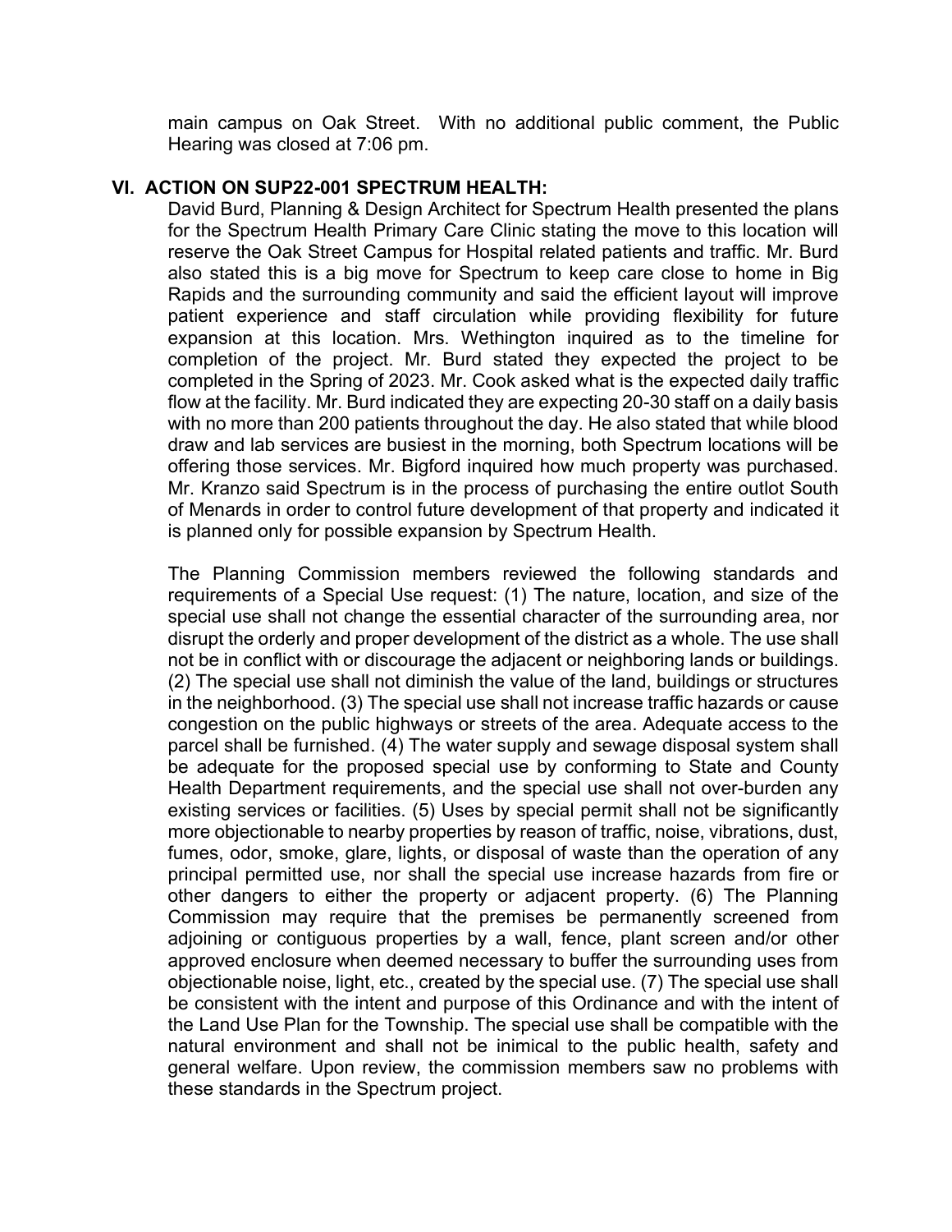main campus on Oak Street. With no additional public comment, the Public Hearing was closed at 7:06 pm.

## VI. ACTION ON SUP22-001 SPECTRUM HEALTH:

David Burd, Planning & Design Architect for Spectrum Health presented the plans for the Spectrum Health Primary Care Clinic stating the move to this location will reserve the Oak Street Campus for Hospital related patients and traffic. Mr. Burd also stated this is a big move for Spectrum to keep care close to home in Big Rapids and the surrounding community and said the efficient layout will improve patient experience and staff circulation while providing flexibility for future expansion at this location. Mrs. Wethington inquired as to the timeline for completion of the project. Mr. Burd stated they expected the project to be completed in the Spring of 2023. Mr. Cook asked what is the expected daily traffic flow at the facility. Mr. Burd indicated they are expecting 20-30 staff on a daily basis with no more than 200 patients throughout the day. He also stated that while blood draw and lab services are busiest in the morning, both Spectrum locations will be offering those services. Mr. Bigford inquired how much property was purchased. Mr. Kranzo said Spectrum is in the process of purchasing the entire outlot South of Menards in order to control future development of that property and indicated it is planned only for possible expansion by Spectrum Health.

The Planning Commission members reviewed the following standards and requirements of a Special Use request: (1) The nature, location, and size of the special use shall not change the essential character of the surrounding area, nor disrupt the orderly and proper development of the district as a whole. The use shall not be in conflict with or discourage the adjacent or neighboring lands or buildings. (2) The special use shall not diminish the value of the land, buildings or structures in the neighborhood. (3) The special use shall not increase traffic hazards or cause congestion on the public highways or streets of the area. Adequate access to the parcel shall be furnished. (4) The water supply and sewage disposal system shall be adequate for the proposed special use by conforming to State and County Health Department requirements, and the special use shall not over-burden any existing services or facilities. (5) Uses by special permit shall not be significantly more objectionable to nearby properties by reason of traffic, noise, vibrations, dust, fumes, odor, smoke, glare, lights, or disposal of waste than the operation of any principal permitted use, nor shall the special use increase hazards from fire or other dangers to either the property or adjacent property. (6) The Planning Commission may require that the premises be permanently screened from adjoining or contiguous properties by a wall, fence, plant screen and/or other approved enclosure when deemed necessary to buffer the surrounding uses from objectionable noise, light, etc., created by the special use. (7) The special use shall be consistent with the intent and purpose of this Ordinance and with the intent of the Land Use Plan for the Township. The special use shall be compatible with the natural environment and shall not be inimical to the public health, safety and general welfare. Upon review, the commission members saw no problems with these standards in the Spectrum project.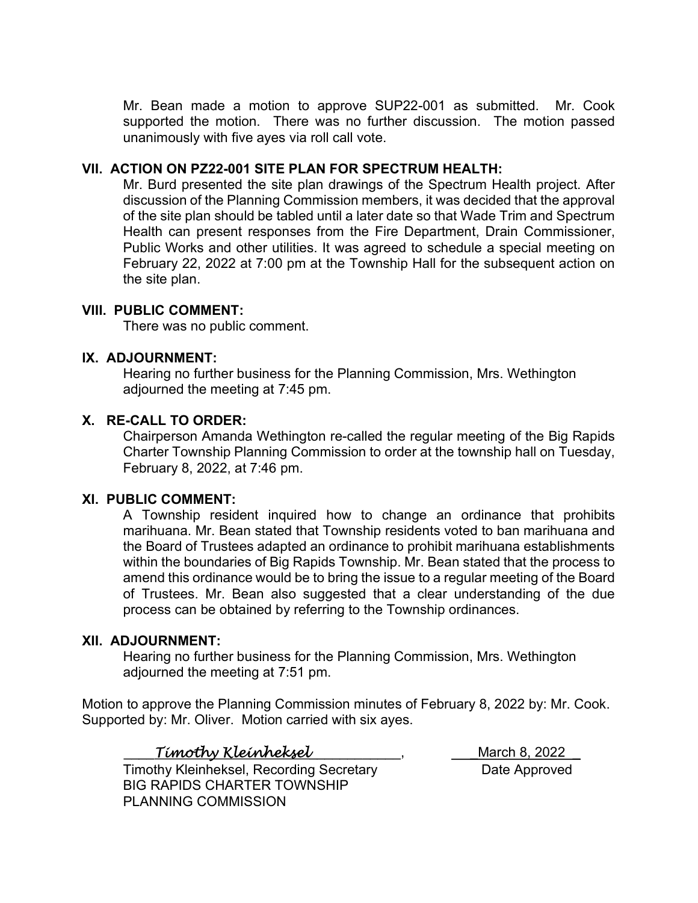Mr. Bean made a motion to approve SUP22-001 as submitted. Mr. Cook supported the motion. There was no further discussion. The motion passed unanimously with five ayes via roll call vote.

**VII. ACTION ON PZ22-001 SITE PLAN FOR SPECTRUM HEALTH:**

Mr. Burd presented the site plan drawings of the Spectrum Health project. After discussion of the Planning Commission members, it was decided that the approval of the site plan should be tabled until a later date so that Wade Trim and Spectrum Health can present responses from the Fire Department, Drain Commissioner, Public Works and other utilities. It was agreed to schedule a special meeting on February 22, 2022 at 7:00 pm at the Township Hall for the subsequent action on the site plan.

**VIII. PUBLIC COMMENT:**

There was no public comment.

**IX. ADJOURNMENT:**

Hearing no further business for the Planning Commission, Mrs. Wethington adjourned the meeting at 7:45 pm.

**X. RE-CALL TO ORDER:**

Chairperson Amanda Wethington re-called the regular meeting of the Big Rapids Charter Township Planning Commission to order at the township hall on Tuesday, February 8, 2022, at 7:46 pm.

**XI. PUBLIC COMMENT:**

A Township resident inquired how to change an ordinance that prohibits marihuana. Mr. Bean stated that Township residents voted to ban marihuana and the Board of Trustees adapted an ordinance to prohibit marihuana establishments within the boundaries of Big Rapids Township. Mr. Bean stated that the process to amend this ordinance would be to bring the issue to a regular meeting of the Board of Trustees. Mr. Bean also suggested that a clear understanding of the due process can be obtained by referring to the Township ordinances.

**XII. ADJOURNMENT:**

Hearing no further business for the Planning Commission, Mrs. Wethington adjourned the meeting at 7:51 pm.

Motion to approve the Planning Commission minutes of February 8, 2022 by: Mr. Cook. Supported by: Mr. Oliver. Motion carried with six ayes.

*Timothy Kleinheksel*, March 8, 2022

Timothy Kleinheksel, Recording Secretary — Date Approved

BIG RAPIDS CHARTER TOWNSHIP
PLANNING COMMISSION